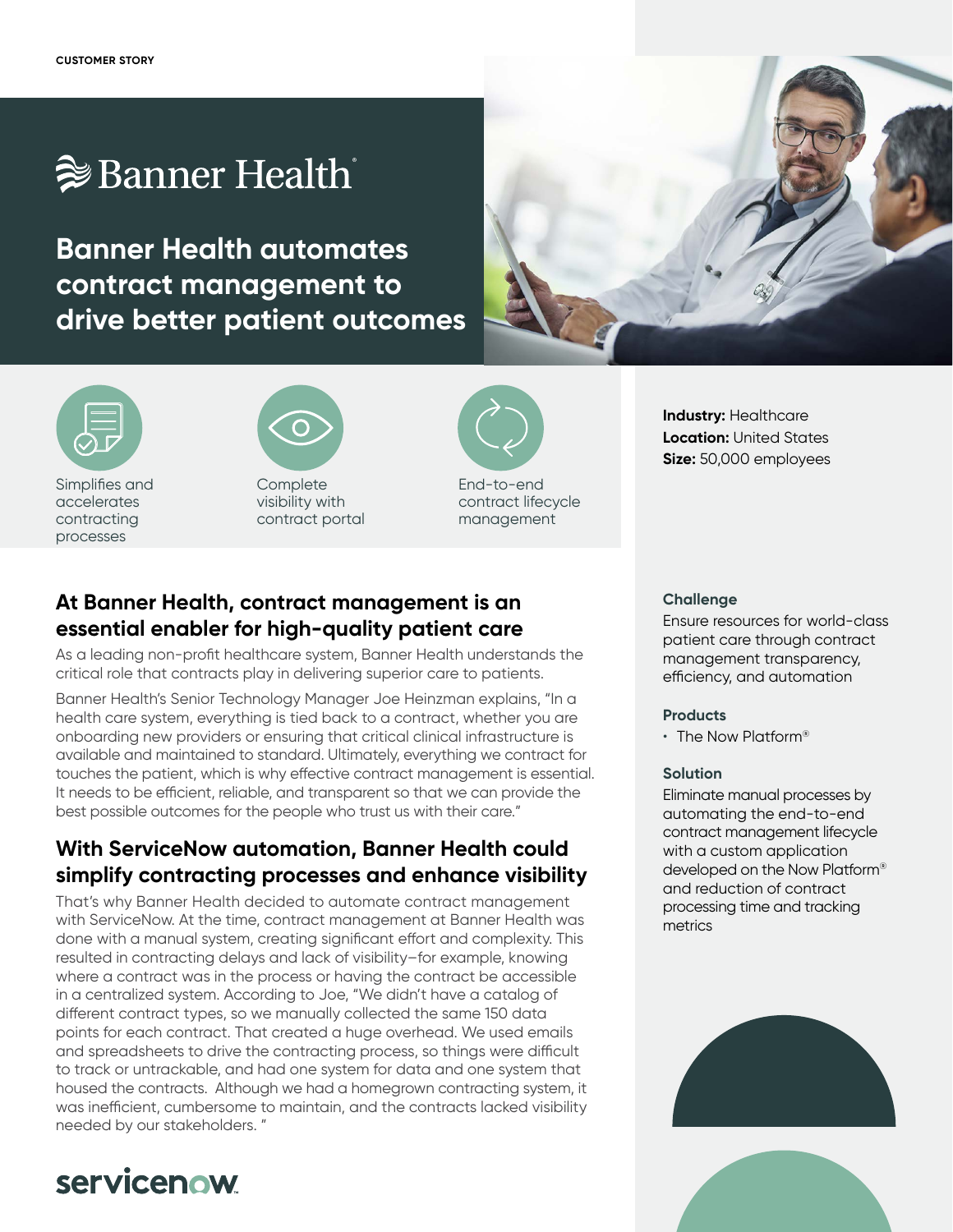CUSTOMER STORY

Banner Health

# Banner Health automates contract management to drive better patient outcomes

Simplifies and accelerates contracting processes

Complete visibility with contract portal

End-to-end contract lifecycle management

**Industry:** Healthcare
**Location:** United States
**Size:** 50,000 employees

## At Banner Health, contract management is an essential enabler for high-quality patient care

As a leading non-profit healthcare system, Banner Health understands the critical role that contracts play in delivering superior care to patients.

Banner Health's Senior Technology Manager Joe Heinzman explains, "In a health care system, everything is tied back to a contract, whether you are onboarding new providers or ensuring that critical clinical infrastructure is available and maintained to standard. Ultimately, everything we contract for touches the patient, which is why effective contract management is essential. It needs to be efficient, reliable, and transparent so that we can provide the best possible outcomes for the people who trust us with their care."

## With ServiceNow automation, Banner Health could simplify contracting processes and enhance visibility

That's why Banner Health decided to automate contract management with ServiceNow. At the time, contract management at Banner Health was done with a manual system, creating significant effort and complexity. This resulted in contracting delays and lack of visibility–for example, knowing where a contract was in the process or having the contract be accessible in a centralized system. According to Joe, "We didn't have a catalog of different contract types, so we manually collected the same 150 data points for each contract. That created a huge overhead. We used emails and spreadsheets to drive the contracting process, so things were difficult to track or untrackable, and had one system for data and one system that housed the contracts. Although we had a homegrown contracting system, it was inefficient, cumbersome to maintain, and the contracts lacked visibility needed by our stakeholders. "

### Challenge

Ensure resources for world-class patient care through contract management transparency, efficiency, and automation

### Products

- The Now Platform®

### Solution

Eliminate manual processes by automating the end-to-end contract management lifecycle with a custom application developed on the Now Platform® and reduction of contract processing time and tracking metrics

servicenow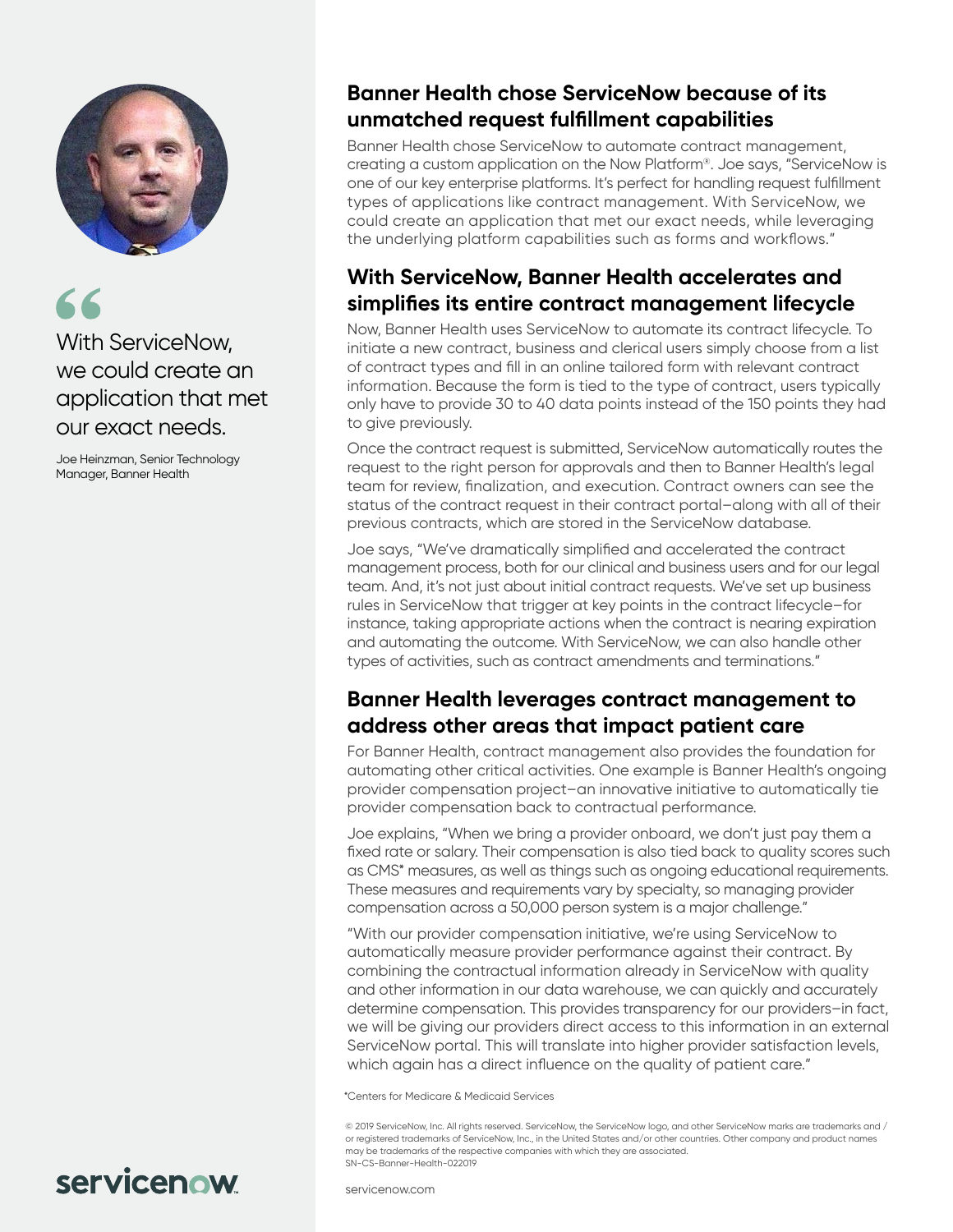> With ServiceNow, we could create an application that met our exact needs.
>
> Joe Heinzman, Senior Technology Manager, Banner Health

## Banner Health chose ServiceNow because of its unmatched request fulfillment capabilities

Banner Health chose ServiceNow to automate contract management, creating a custom application on the Now Platform®. Joe says, "ServiceNow is one of our key enterprise platforms. It's perfect for handling request fulfillment types of applications like contract management. With ServiceNow, we could create an application that met our exact needs, while leveraging the underlying platform capabilities such as forms and workflows."

## With ServiceNow, Banner Health accelerates and simplifies its entire contract management lifecycle

Now, Banner Health uses ServiceNow to automate its contract lifecycle. To initiate a new contract, business and clerical users simply choose from a list of contract types and fill in an online tailored form with relevant contract information. Because the form is tied to the type of contract, users typically only have to provide 30 to 40 data points instead of the 150 points they had to give previously.

Once the contract request is submitted, ServiceNow automatically routes the request to the right person for approvals and then to Banner Health's legal team for review, finalization, and execution. Contract owners can see the status of the contract request in their contract portal–along with all of their previous contracts, which are stored in the ServiceNow database.

Joe says, "We've dramatically simplified and accelerated the contract management process, both for our clinical and business users and for our legal team. And, it's not just about initial contract requests. We've set up business rules in ServiceNow that trigger at key points in the contract lifecycle–for instance, taking appropriate actions when the contract is nearing expiration and automating the outcome. With ServiceNow, we can also handle other types of activities, such as contract amendments and terminations."

## Banner Health leverages contract management to address other areas that impact patient care

For Banner Health, contract management also provides the foundation for automating other critical activities. One example is Banner Health's ongoing provider compensation project–an innovative initiative to automatically tie provider compensation back to contractual performance.

Joe explains, "When we bring a provider onboard, we don't just pay them a fixed rate or salary. Their compensation is also tied back to quality scores such as CMS* measures, as well as things such as ongoing educational requirements. These measures and requirements vary by specialty, so managing provider compensation across a 50,000 person system is a major challenge."

"With our provider compensation initiative, we're using ServiceNow to automatically measure provider performance against their contract. By combining the contractual information already in ServiceNow with quality and other information in our data warehouse, we can quickly and accurately determine compensation. This provides transparency for our providers–in fact, we will be giving our providers direct access to this information in an external ServiceNow portal. This will translate into higher provider satisfaction levels, which again has a direct influence on the quality of patient care."

*Centers for Medicare & Medicaid Services

© 2019 ServiceNow, Inc. All rights reserved. ServiceNow, the ServiceNow logo, and other ServiceNow marks are trademarks and / or registered trademarks of ServiceNow, Inc., in the United States and/or other countries. Other company and product names may be trademarks of the respective companies with which they are associated.
SN-CS-Banner-Health-022019

servicenow

servicenow.com